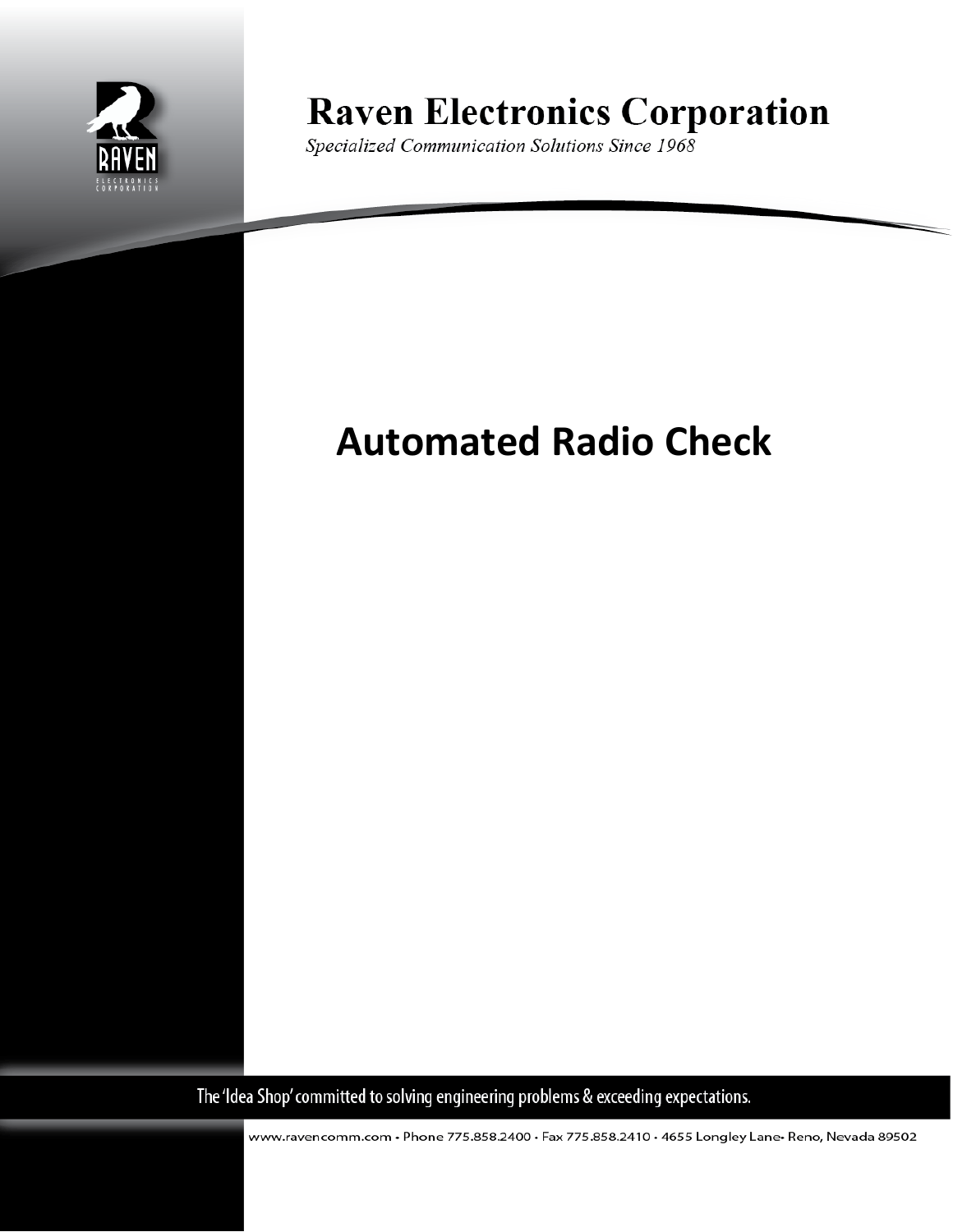# Raven Electronics Corporation

*Specialized Communication Solutions Since 1968*

# Automated Radio Check

The 'Idea Shop' committed to solving engineering problems & exceeding expectations.

www.ravencomm.com • Phone 775.858.2400 • Fax 775.858.2410 • 4655 Longley Lane• Reno, Nevada 89502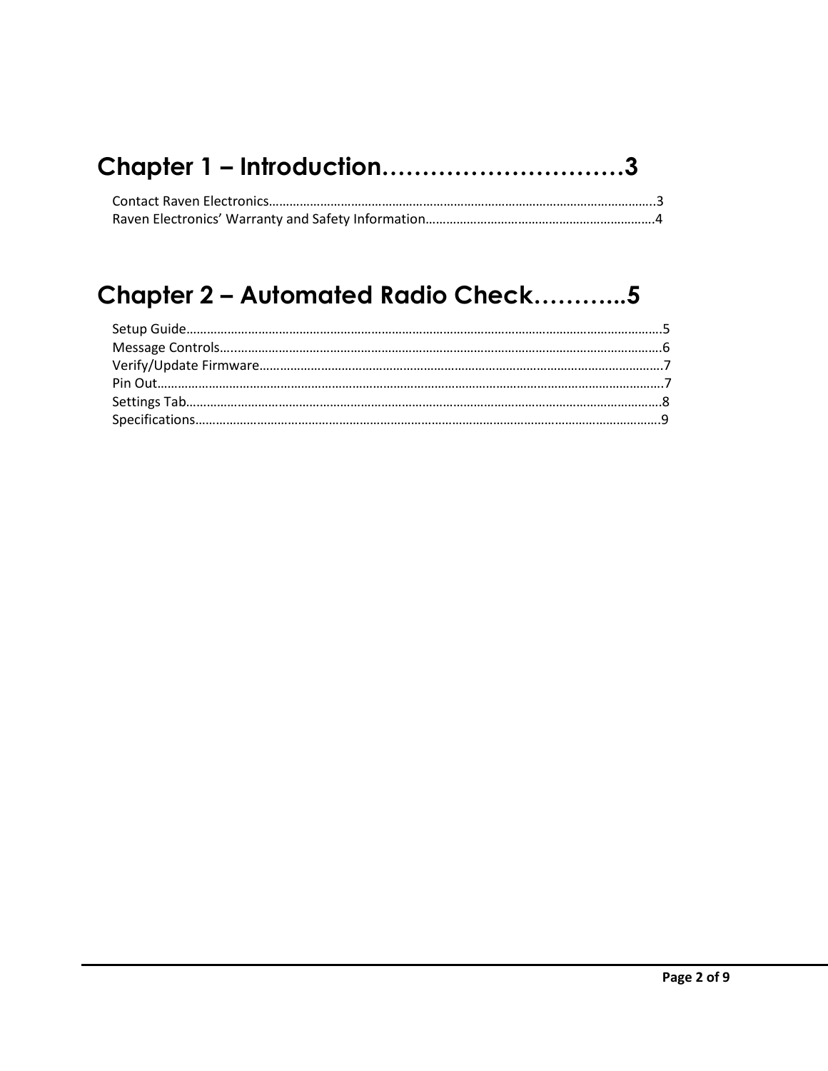# Chapter 1 – Introduction…………………………3

Contact Raven Electronics……………………………………………………………………………………………………..3
Raven Electronics' Warranty and Safety Information…………………………………………………………4

# Chapter 2 – Automated Radio Check………...5

Setup Guide………………………………………………………………………………………………………………………5
Message Controls….…………………………………………………………………………………………………………6
Verify/Update Firmware………………………………………………………………………………………………………7
Pin Out………………………………………………………………………………………………………………………………7
Settings Tab………………………………………………………………………………………………………………………8
Specifications……………………………………………………………………………………………………………………9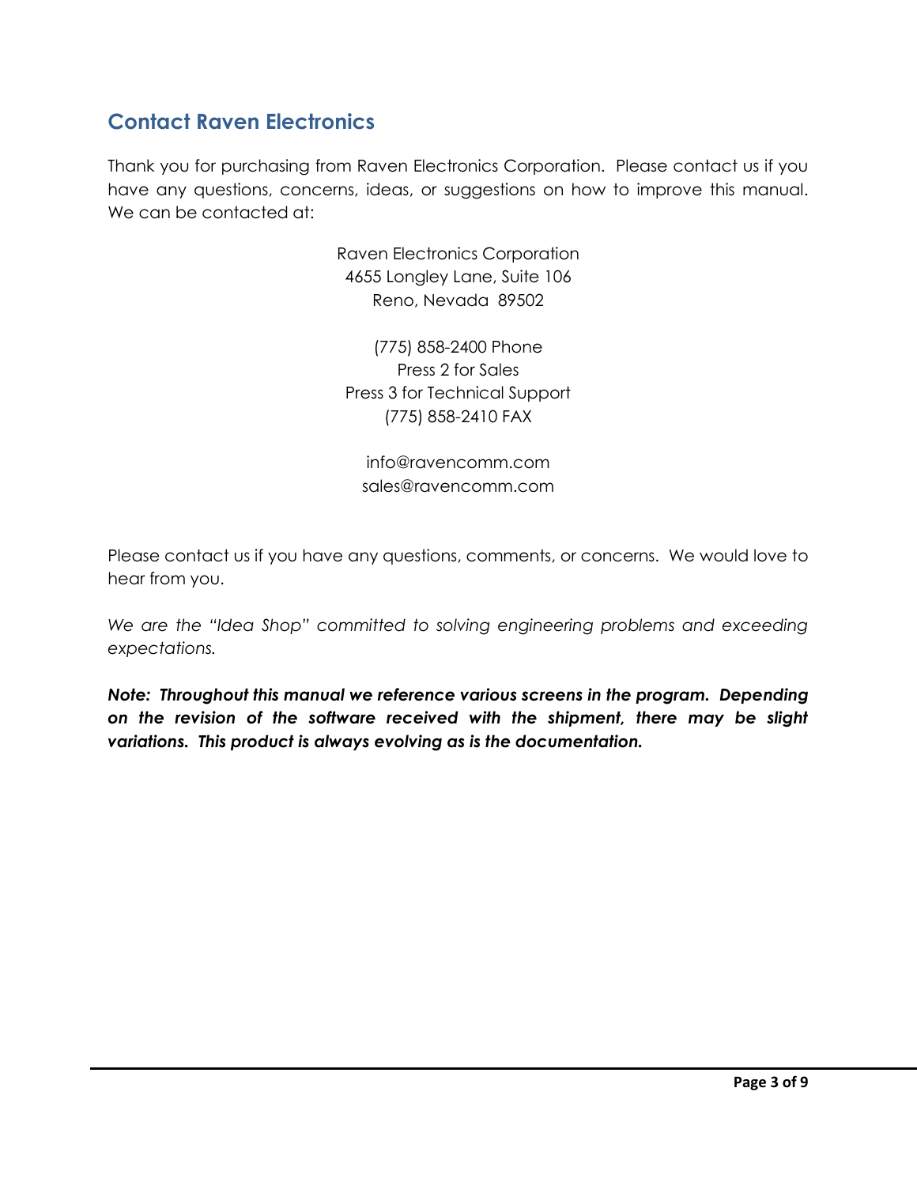## Contact Raven Electronics

Thank you for purchasing from Raven Electronics Corporation. Please contact us if you have any questions, concerns, ideas, or suggestions on how to improve this manual. We can be contacted at:

Raven Electronics Corporation
4655 Longley Lane, Suite 106
Reno, Nevada 89502

(775) 858-2400 Phone
Press 2 for Sales
Press 3 for Technical Support
(775) 858-2410 FAX

info@ravencomm.com
sales@ravencomm.com

Please contact us if you have any questions, comments, or concerns. We would love to hear from you.

*We are the "Idea Shop" committed to solving engineering problems and exceeding expectations.*

***Note: Throughout this manual we reference various screens in the program. Depending on the revision of the software received with the shipment, there may be slight variations. This product is always evolving as is the documentation.***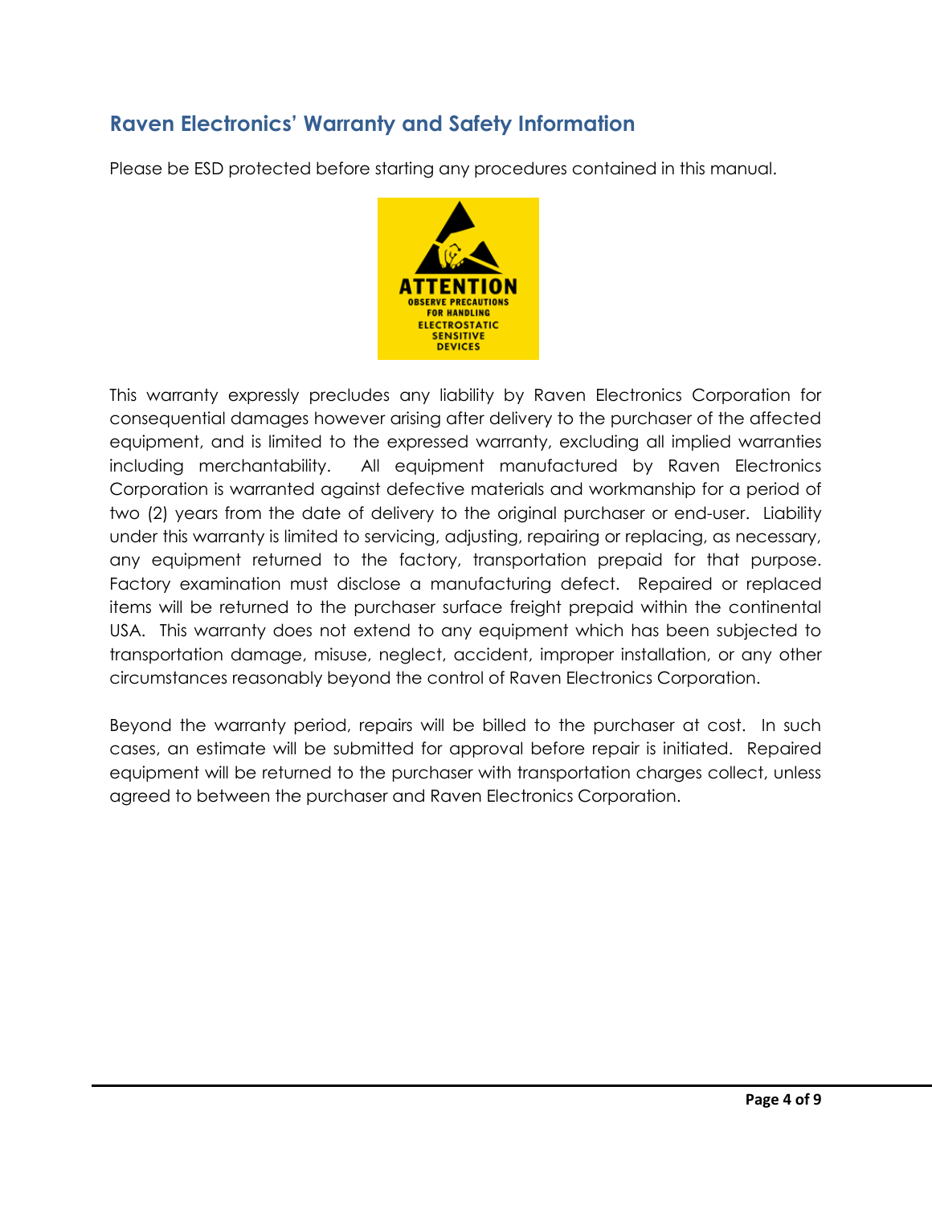## Raven Electronics' Warranty and Safety Information

Please be ESD protected before starting any procedures contained in this manual.

This warranty expressly precludes any liability by Raven Electronics Corporation for consequential damages however arising after delivery to the purchaser of the affected equipment, and is limited to the expressed warranty, excluding all implied warranties including merchantability. All equipment manufactured by Raven Electronics Corporation is warranted against defective materials and workmanship for a period of two (2) years from the date of delivery to the original purchaser or end-user. Liability under this warranty is limited to servicing, adjusting, repairing or replacing, as necessary, any equipment returned to the factory, transportation prepaid for that purpose. Factory examination must disclose a manufacturing defect. Repaired or replaced items will be returned to the purchaser surface freight prepaid within the continental USA. This warranty does not extend to any equipment which has been subjected to transportation damage, misuse, neglect, accident, improper installation, or any other circumstances reasonably beyond the control of Raven Electronics Corporation.

Beyond the warranty period, repairs will be billed to the purchaser at cost. In such cases, an estimate will be submitted for approval before repair is initiated. Repaired equipment will be returned to the purchaser with transportation charges collect, unless agreed to between the purchaser and Raven Electronics Corporation.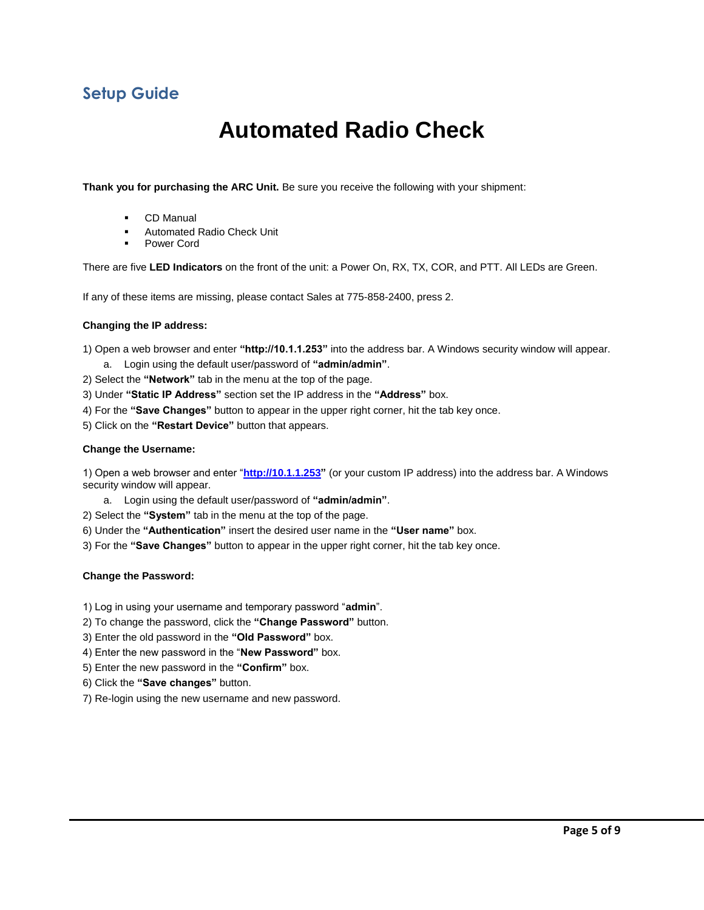## Setup Guide

# Automated Radio Check

**Thank you for purchasing the ARC Unit.** Be sure you receive the following with your shipment:

- CD Manual
- Automated Radio Check Unit
- Power Cord

There are five **LED Indicators** on the front of the unit: a Power On, RX, TX, COR, and PTT. All LEDs are Green.

If any of these items are missing, please contact Sales at 775-858-2400, press 2.

**Changing the IP address:**

1) Open a web browser and enter **"http://10.1.1.253"** into the address bar. A Windows security window will appear.
   a. Login using the default user/password of **"admin/admin"**.
2) Select the **"Network"** tab in the menu at the top of the page.
3) Under **"Static IP Address"** section set the IP address in the **"Address"** box.
4) For the **"Save Changes"** button to appear in the upper right corner, hit the tab key once.
5) Click on the **"Restart Device"** button that appears.

**Change the Username:**

1) Open a web browser and enter "**http://10.1.1.253"** (or your custom IP address) into the address bar. A Windows security window will appear.
   a. Login using the default user/password of **"admin/admin"**.
2) Select the **"System"** tab in the menu at the top of the page.
6) Under the **"Authentication"** insert the desired user name in the **"User name"** box.
3) For the **"Save Changes"** button to appear in the upper right corner, hit the tab key once.

**Change the Password:**

1) Log in using your username and temporary password "**admin**".
2) To change the password, click the **"Change Password"** button.
3) Enter the old password in the **"Old Password"** box.
4) Enter the new password in the "**New Password"** box.
5) Enter the new password in the **"Confirm"** box.
6) Click the **"Save changes"** button.
7) Re-login using the new username and new password.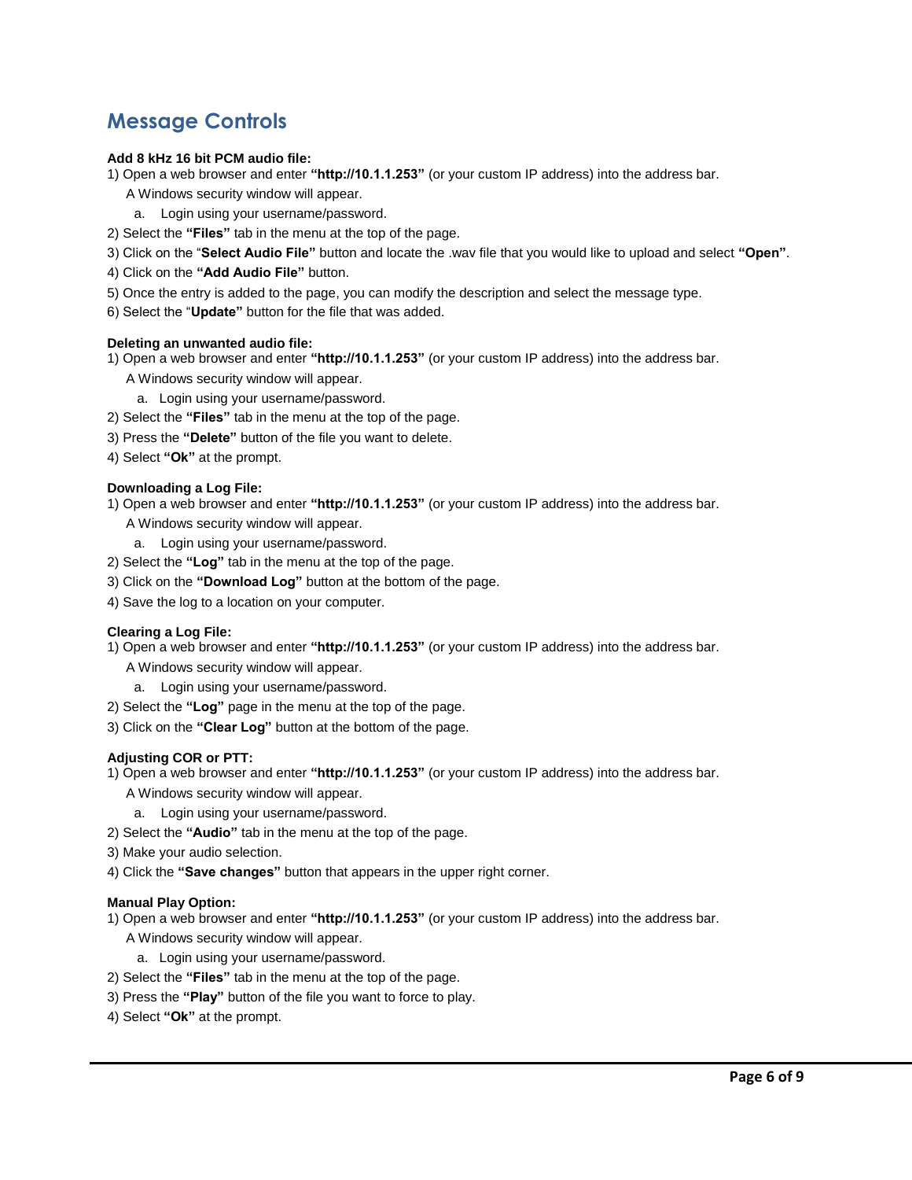# Message Controls

**Add 8 kHz 16 bit PCM audio file:**

1) Open a web browser and enter **"http://10.1.1.253"** (or your custom IP address) into the address bar. A Windows security window will appear.
   a. Login using your username/password.
2) Select the **"Files"** tab in the menu at the top of the page.
3) Click on the "**Select Audio File"** button and locate the .wav file that you would like to upload and select **"Open"**.
4) Click on the **"Add Audio File"** button.
5) Once the entry is added to the page, you can modify the description and select the message type.
6) Select the "**Update"** button for the file that was added.

**Deleting an unwanted audio file:**

1) Open a web browser and enter **"http://10.1.1.253"** (or your custom IP address) into the address bar. A Windows security window will appear.
   a. Login using your username/password.
2) Select the **"Files"** tab in the menu at the top of the page.
3) Press the **"Delete"** button of the file you want to delete.
4) Select **"Ok"** at the prompt.

**Downloading a Log File:**

1) Open a web browser and enter **"http://10.1.1.253"** (or your custom IP address) into the address bar. A Windows security window will appear.
   a. Login using your username/password.
2) Select the **"Log"** tab in the menu at the top of the page.
3) Click on the **"Download Log"** button at the bottom of the page.
4) Save the log to a location on your computer.

**Clearing a Log File:**

1) Open a web browser and enter **"http://10.1.1.253"** (or your custom IP address) into the address bar. A Windows security window will appear.
   a. Login using your username/password.
2) Select the **"Log"** page in the menu at the top of the page.
3) Click on the **"Clear Log"** button at the bottom of the page.

**Adjusting COR or PTT:**

1) Open a web browser and enter **"http://10.1.1.253"** (or your custom IP address) into the address bar. A Windows security window will appear.
   a. Login using your username/password.
2) Select the **"Audio"** tab in the menu at the top of the page.
3) Make your audio selection.
4) Click the **"Save changes"** button that appears in the upper right corner.

**Manual Play Option:**

1) Open a web browser and enter **"http://10.1.1.253"** (or your custom IP address) into the address bar. A Windows security window will appear.
   a. Login using your username/password.
2) Select the **"Files"** tab in the menu at the top of the page.
3) Press the **"Play"** button of the file you want to force to play.
4) Select **"Ok"** at the prompt.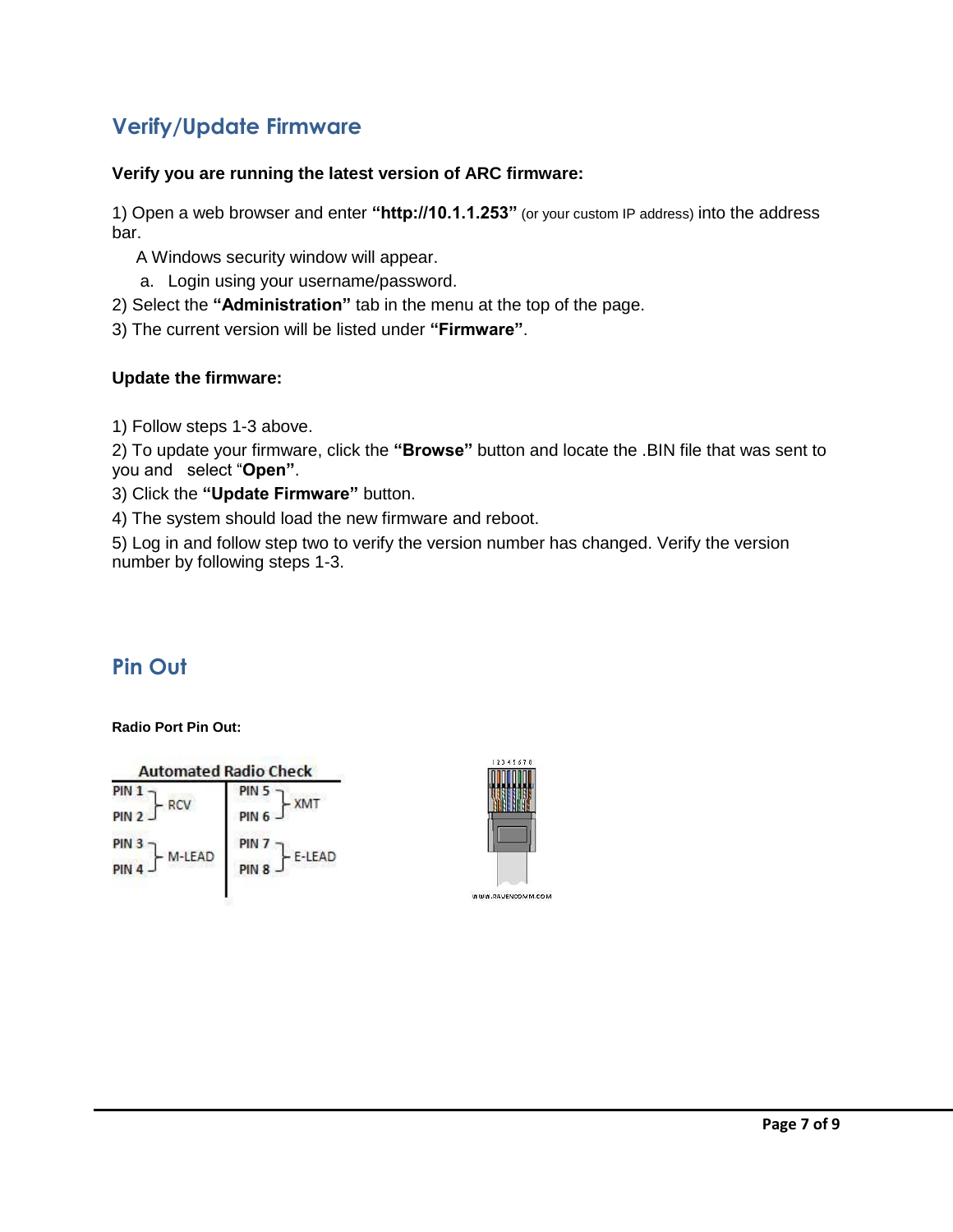## Verify/Update Firmware

**Verify you are running the latest version of ARC firmware:**

1) Open a web browser and enter **"http://10.1.1.253"** (or your custom IP address) into the address bar.

A Windows security window will appear.

a. Login using your username/password.

2) Select the **"Administration"** tab in the menu at the top of the page.

3) The current version will be listed under **"Firmware"**.

**Update the firmware:**

1) Follow steps 1-3 above.

2) To update your firmware, click the **"Browse"** button and locate the .BIN file that was sent to you and select "**Open"**.

3) Click the **"Update Firmware"** button.

4) The system should load the new firmware and reboot.

5) Log in and follow step two to verify the version number has changed. Verify the version number by following steps 1-3.

## Pin Out

**Radio Port Pin Out:**

| Automated Radio Check | | | |
|---|---|---|---|
| PIN 1, PIN 2 | RCV | PIN 5, PIN 6 | XMT |
| PIN 3, PIN 4 | M-LEAD | PIN 7, PIN 8 | E-LEAD |

1 2 3 4 5 6 7 8

WWW.RAVENCOMM.COM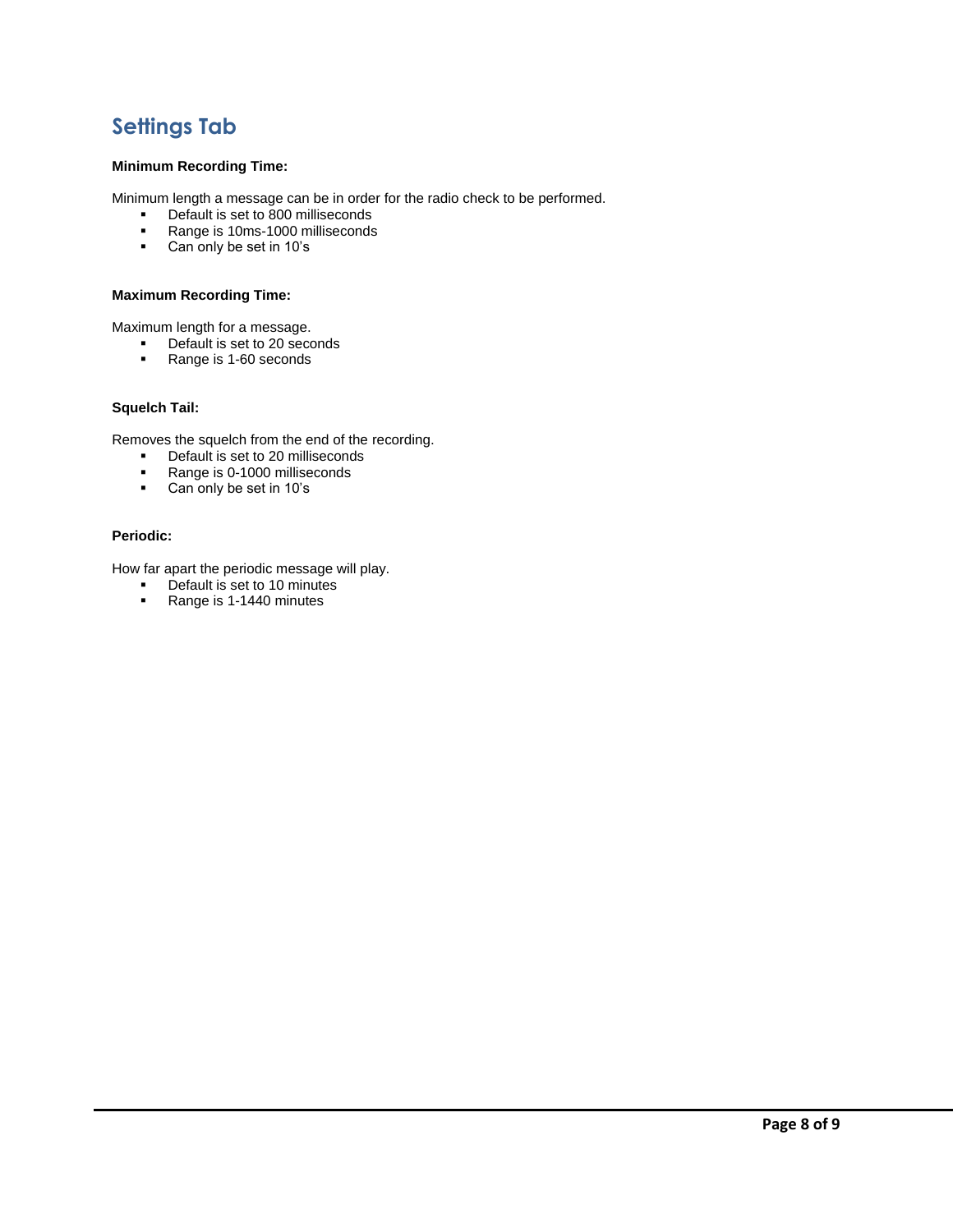## Settings Tab

**Minimum Recording Time:**

Minimum length a message can be in order for the radio check to be performed.

- Default is set to 800 milliseconds
- Range is 10ms-1000 milliseconds
- Can only be set in 10's

**Maximum Recording Time:**

Maximum length for a message.

- Default is set to 20 seconds
- Range is 1-60 seconds

**Squelch Tail:**

Removes the squelch from the end of the recording.

- Default is set to 20 milliseconds
- Range is 0-1000 milliseconds
- Can only be set in 10's

**Periodic:**

How far apart the periodic message will play.

- Default is set to 10 minutes
- Range is 1-1440 minutes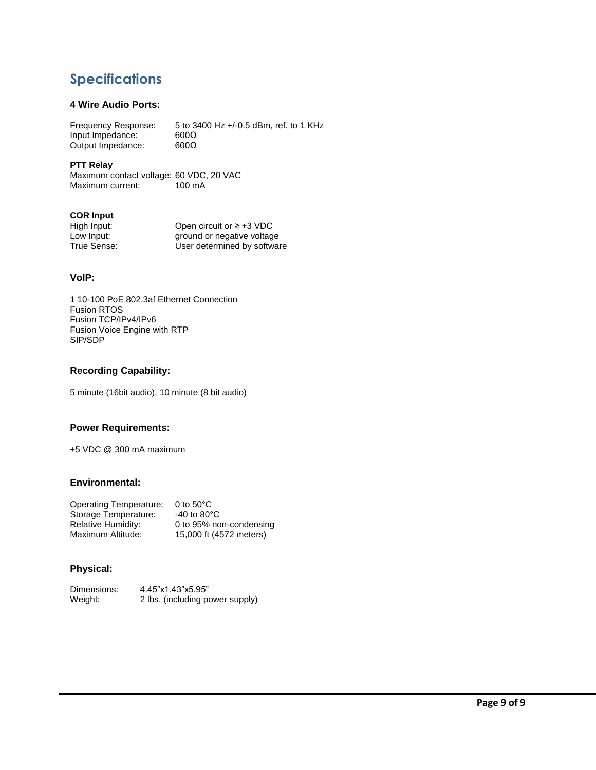## Specifications

### 4 Wire Audio Ports:

| | |
|---|---|
| Frequency Response: | 5 to 3400 Hz +/-0.5 dBm, ref. to 1 KHz |
| Input Impedance: | 600Ω |
| Output Impedance: | 600Ω |

**PTT Relay**

| | |
|---|---|
| Maximum contact voltage: | 60 VDC, 20 VAC |
| Maximum current: | 100 mA |

**COR Input**

| | |
|---|---|
| High Input: | Open circuit or ≥ +3 VDC |
| Low Input: | ground or negative voltage |
| True Sense: | User determined by software |

### VoIP:

1 10-100 PoE 802.3af Ethernet Connection
Fusion RTOS
Fusion TCP/IPv4/IPv6
Fusion Voice Engine with RTP
SIP/SDP

### Recording Capability:

5 minute (16bit audio), 10 minute (8 bit audio)

### Power Requirements:

+5 VDC @ 300 mA maximum

### Environmental:

| | |
|---|---|
| Operating Temperature: | 0 to 50°C |
| Storage Temperature: | -40 to 80°C |
| Relative Humidity: | 0 to 95% non-condensing |
| Maximum Altitude: | 15,000 ft (4572 meters) |

### Physical:

| | |
|---|---|
| Dimensions: | 4.45"x1.43"x5.95" |
| Weight: | 2 lbs. (including power supply) |